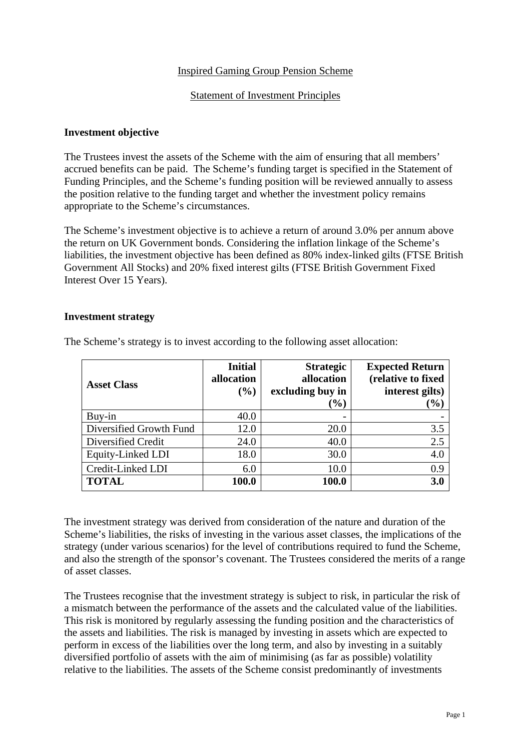Inspired Gaming Group Pension Scheme

Statement of Investment Principles

**Investment objective**

The Trustees invest the assets of the Scheme with the aim of ensuring that all members' accrued benefits can be paid. The Scheme's funding target is specified in the Statement of Funding Principles, and the Scheme's funding position will be reviewed annually to assess the position relative to the funding target and whether the investment policy remains appropriate to the Scheme's circumstances.

The Scheme's investment objective is to achieve a return of around 3.0% per annum above the return on UK Government bonds. Considering the inflation linkage of the Scheme's liabilities, the investment objective has been defined as 80% index-linked gilts (FTSE British Government All Stocks) and 20% fixed interest gilts (FTSE British Government Fixed Interest Over 15 Years).

**Investment strategy**

The Scheme's strategy is to invest according to the following asset allocation:

| Asset Class | Initial allocation (%) | Strategic allocation excluding buy in (%) | Expected Return (relative to fixed interest gilts) (%) |
|---|---|---|---|
| Buy-in | 40.0 | - | - |
| Diversified Growth Fund | 12.0 | 20.0 | 3.5 |
| Diversified Credit | 24.0 | 40.0 | 2.5 |
| Equity-Linked LDI | 18.0 | 30.0 | 4.0 |
| Credit-Linked LDI | 6.0 | 10.0 | 0.9 |
| **TOTAL** | **100.0** | **100.0** | **3.0** |

The investment strategy was derived from consideration of the nature and duration of the Scheme's liabilities, the risks of investing in the various asset classes, the implications of the strategy (under various scenarios) for the level of contributions required to fund the Scheme, and also the strength of the sponsor's covenant. The Trustees considered the merits of a range of asset classes.

The Trustees recognise that the investment strategy is subject to risk, in particular the risk of a mismatch between the performance of the assets and the calculated value of the liabilities. This risk is monitored by regularly assessing the funding position and the characteristics of the assets and liabilities. The risk is managed by investing in assets which are expected to perform in excess of the liabilities over the long term, and also by investing in a suitably diversified portfolio of assets with the aim of minimising (as far as possible) volatility relative to the liabilities. The assets of the Scheme consist predominantly of investments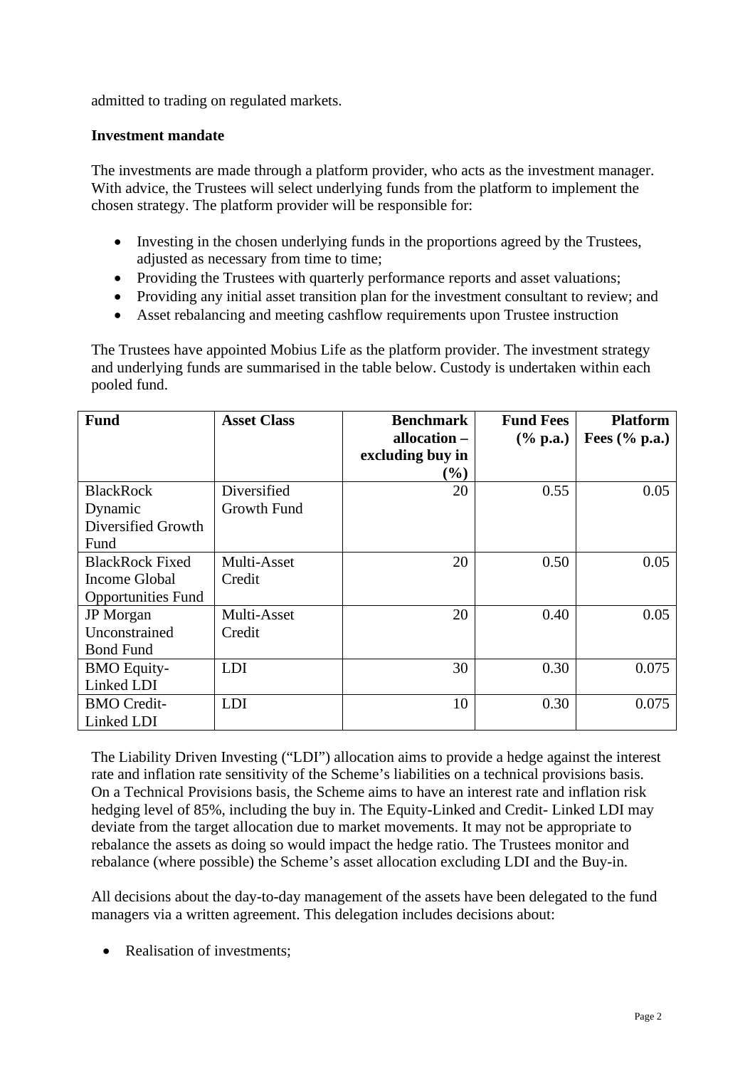admitted to trading on regulated markets.

**Investment mandate**

The investments are made through a platform provider, who acts as the investment manager. With advice, the Trustees will select underlying funds from the platform to implement the chosen strategy. The platform provider will be responsible for:

- Investing in the chosen underlying funds in the proportions agreed by the Trustees, adjusted as necessary from time to time;
- Providing the Trustees with quarterly performance reports and asset valuations;
- Providing any initial asset transition plan for the investment consultant to review; and
- Asset rebalancing and meeting cashflow requirements upon Trustee instruction

The Trustees have appointed Mobius Life as the platform provider. The investment strategy and underlying funds are summarised in the table below. Custody is undertaken within each pooled fund.

| Fund | Asset Class | Benchmark allocation – excluding buy in (%) | Fund Fees (% p.a.) | Platform Fees (% p.a.) |
|---|---|---|---|---|
| BlackRock Dynamic Diversified Growth Fund | Diversified Growth Fund | 20 | 0.55 | 0.05 |
| BlackRock Fixed Income Global Opportunities Fund | Multi-Asset Credit | 20 | 0.50 | 0.05 |
| JP Morgan Unconstrained Bond Fund | Multi-Asset Credit | 20 | 0.40 | 0.05 |
| BMO Equity-Linked LDI | LDI | 30 | 0.30 | 0.075 |
| BMO Credit-Linked LDI | LDI | 10 | 0.30 | 0.075 |

The Liability Driven Investing ("LDI") allocation aims to provide a hedge against the interest rate and inflation rate sensitivity of the Scheme's liabilities on a technical provisions basis. On a Technical Provisions basis, the Scheme aims to have an interest rate and inflation risk hedging level of 85%, including the buy in. The Equity-Linked and Credit- Linked LDI may deviate from the target allocation due to market movements. It may not be appropriate to rebalance the assets as doing so would impact the hedge ratio. The Trustees monitor and rebalance (where possible) the Scheme's asset allocation excluding LDI and the Buy-in.

All decisions about the day-to-day management of the assets have been delegated to the fund managers via a written agreement. This delegation includes decisions about:

- Realisation of investments;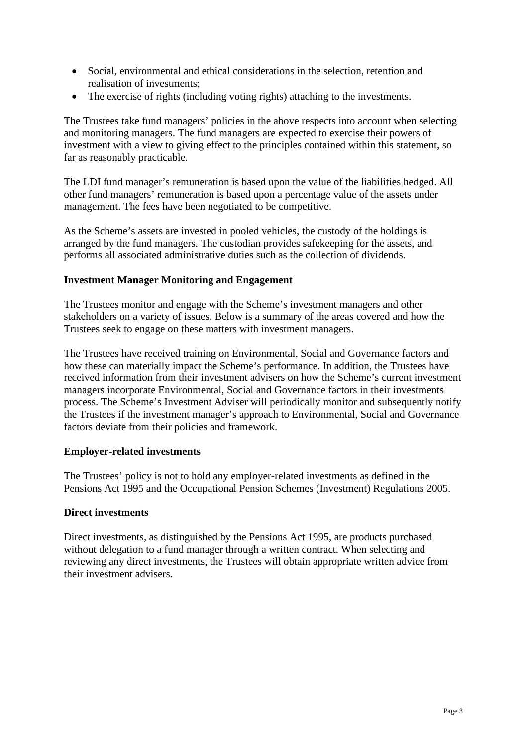- Social, environmental and ethical considerations in the selection, retention and realisation of investments;
- The exercise of rights (including voting rights) attaching to the investments.

The Trustees take fund managers' policies in the above respects into account when selecting and monitoring managers. The fund managers are expected to exercise their powers of investment with a view to giving effect to the principles contained within this statement, so far as reasonably practicable.

The LDI fund manager's remuneration is based upon the value of the liabilities hedged. All other fund managers' remuneration is based upon a percentage value of the assets under management. The fees have been negotiated to be competitive.

As the Scheme's assets are invested in pooled vehicles, the custody of the holdings is arranged by the fund managers. The custodian provides safekeeping for the assets, and performs all associated administrative duties such as the collection of dividends.

**Investment Manager Monitoring and Engagement**

The Trustees monitor and engage with the Scheme's investment managers and other stakeholders on a variety of issues. Below is a summary of the areas covered and how the Trustees seek to engage on these matters with investment managers.

The Trustees have received training on Environmental, Social and Governance factors and how these can materially impact the Scheme's performance. In addition, the Trustees have received information from their investment advisers on how the Scheme's current investment managers incorporate Environmental, Social and Governance factors in their investments process. The Scheme's Investment Adviser will periodically monitor and subsequently notify the Trustees if the investment manager's approach to Environmental, Social and Governance factors deviate from their policies and framework.

**Employer-related investments**

The Trustees' policy is not to hold any employer-related investments as defined in the Pensions Act 1995 and the Occupational Pension Schemes (Investment) Regulations 2005.

**Direct investments**

Direct investments, as distinguished by the Pensions Act 1995, are products purchased without delegation to a fund manager through a written contract. When selecting and reviewing any direct investments, the Trustees will obtain appropriate written advice from their investment advisers.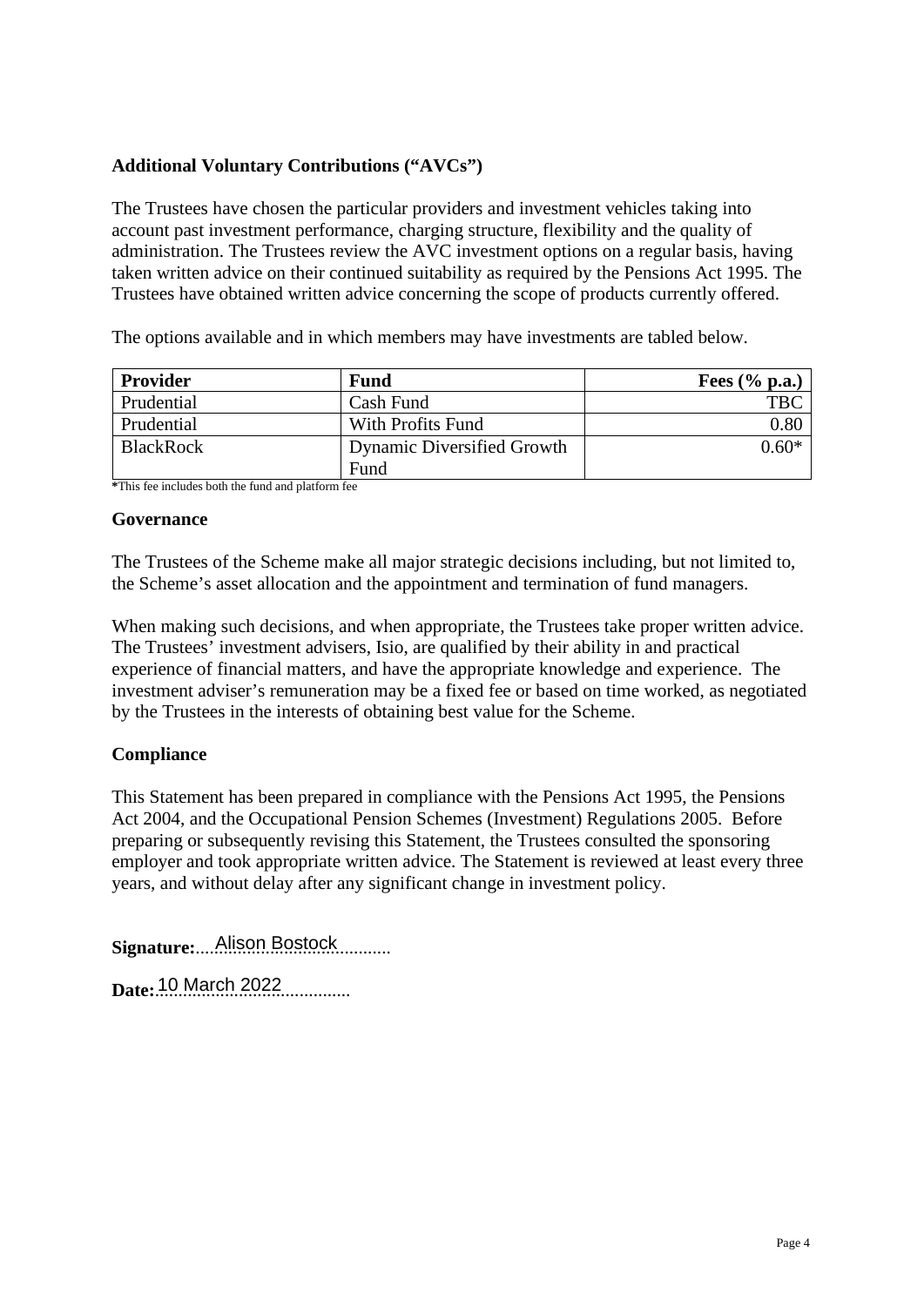### Additional Voluntary Contributions ("AVCs")

The Trustees have chosen the particular providers and investment vehicles taking into account past investment performance, charging structure, flexibility and the quality of administration. The Trustees review the AVC investment options on a regular basis, having taken written advice on their continued suitability as required by the Pensions Act 1995. The Trustees have obtained written advice concerning the scope of products currently offered.

The options available and in which members may have investments are tabled below.

| Provider | Fund | Fees (% p.a.) |
|---|---|---:|
| Prudential | Cash Fund | TBC |
| Prudential | With Profits Fund | 0.80 |
| BlackRock | Dynamic Diversified Growth Fund | 0.60* |

*This fee includes both the fund and platform fee

### Governance

The Trustees of the Scheme make all major strategic decisions including, but not limited to, the Scheme's asset allocation and the appointment and termination of fund managers.

When making such decisions, and when appropriate, the Trustees take proper written advice. The Trustees' investment advisers, Isio, are qualified by their ability in and practical experience of financial matters, and have the appropriate knowledge and experience. The investment adviser's remuneration may be a fixed fee or based on time worked, as negotiated by the Trustees in the interests of obtaining best value for the Scheme.

### Compliance

This Statement has been prepared in compliance with the Pensions Act 1995, the Pensions Act 2004, and the Occupational Pension Schemes (Investment) Regulations 2005. Before preparing or subsequently revising this Statement, the Trustees consulted the sponsoring employer and took appropriate written advice. The Statement is reviewed at least every three years, and without delay after any significant change in investment policy.

**Signature:** Alison Bostock

**Date:** 10 March 2022